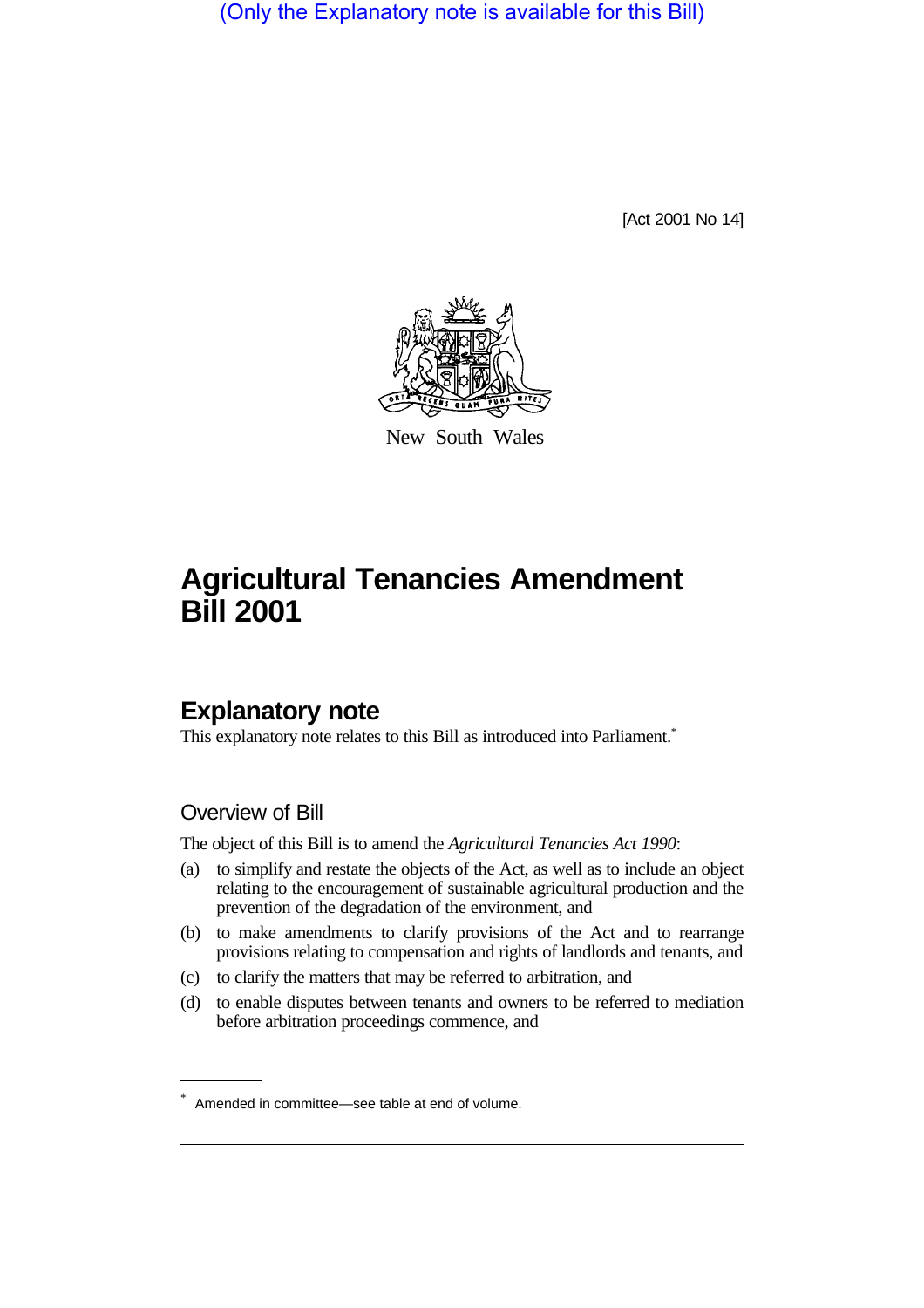(Only the Explanatory note is available for this Bill)

[Act 2001 No 14]

New South Wales

# Agricultural Tenancies Amendment Bill 2001

## Explanatory note

This explanatory note relates to this Bill as introduced into Parliament.*

### Overview of Bill

The object of this Bill is to amend the *Agricultural Tenancies Act 1990*:

(a) to simplify and restate the objects of the Act, as well as to include an object relating to the encouragement of sustainable agricultural production and the prevention of the degradation of the environment, and

(b) to make amendments to clarify provisions of the Act and to rearrange provisions relating to compensation and rights of landlords and tenants, and

(c) to clarify the matters that may be referred to arbitration, and

(d) to enable disputes between tenants and owners to be referred to mediation before arbitration proceedings commence, and

* Amended in committee—see table at end of volume.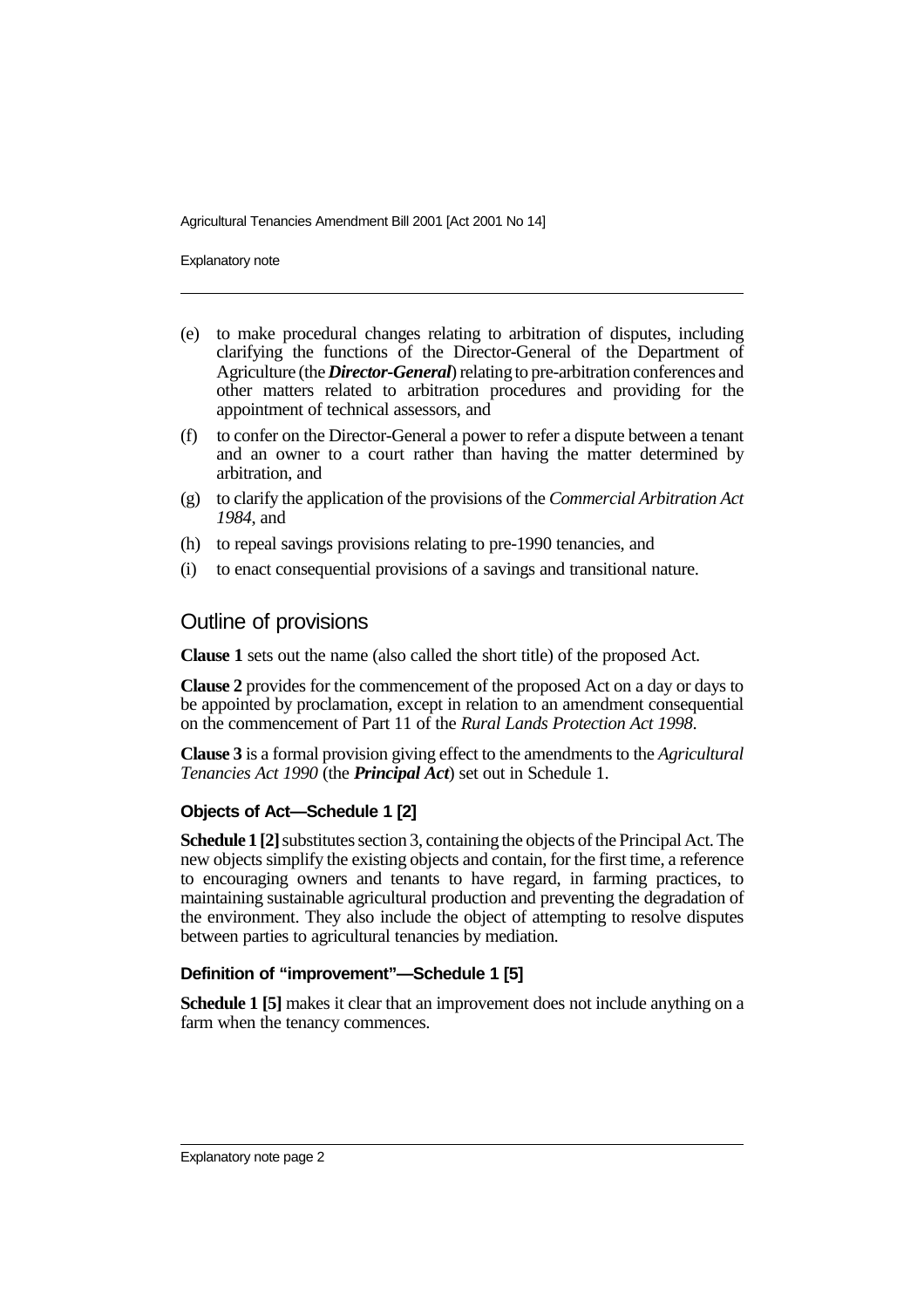(e) to make procedural changes relating to arbitration of disputes, including clarifying the functions of the Director-General of the Department of Agriculture (the ***Director-General***) relating to pre-arbitration conferences and other matters related to arbitration procedures and providing for the appointment of technical assessors, and

(f) to confer on the Director-General a power to refer a dispute between a tenant and an owner to a court rather than having the matter determined by arbitration, and

(g) to clarify the application of the provisions of the *Commercial Arbitration Act 1984*, and

(h) to repeal savings provisions relating to pre-1990 tenancies, and

(i) to enact consequential provisions of a savings and transitional nature.

## Outline of provisions

**Clause 1** sets out the name (also called the short title) of the proposed Act.

**Clause 2** provides for the commencement of the proposed Act on a day or days to be appointed by proclamation, except in relation to an amendment consequential on the commencement of Part 11 of the *Rural Lands Protection Act 1998*.

**Clause 3** is a formal provision giving effect to the amendments to the *Agricultural Tenancies Act 1990* (the ***Principal Act***) set out in Schedule 1.

### Objects of Act—Schedule 1 [2]

**Schedule 1 [2]** substitutes section 3, containing the objects of the Principal Act. The new objects simplify the existing objects and contain, for the first time, a reference to encouraging owners and tenants to have regard, in farming practices, to maintaining sustainable agricultural production and preventing the degradation of the environment. They also include the object of attempting to resolve disputes between parties to agricultural tenancies by mediation.

### Definition of "improvement"—Schedule 1 [5]

**Schedule 1 [5]** makes it clear that an improvement does not include anything on a farm when the tenancy commences.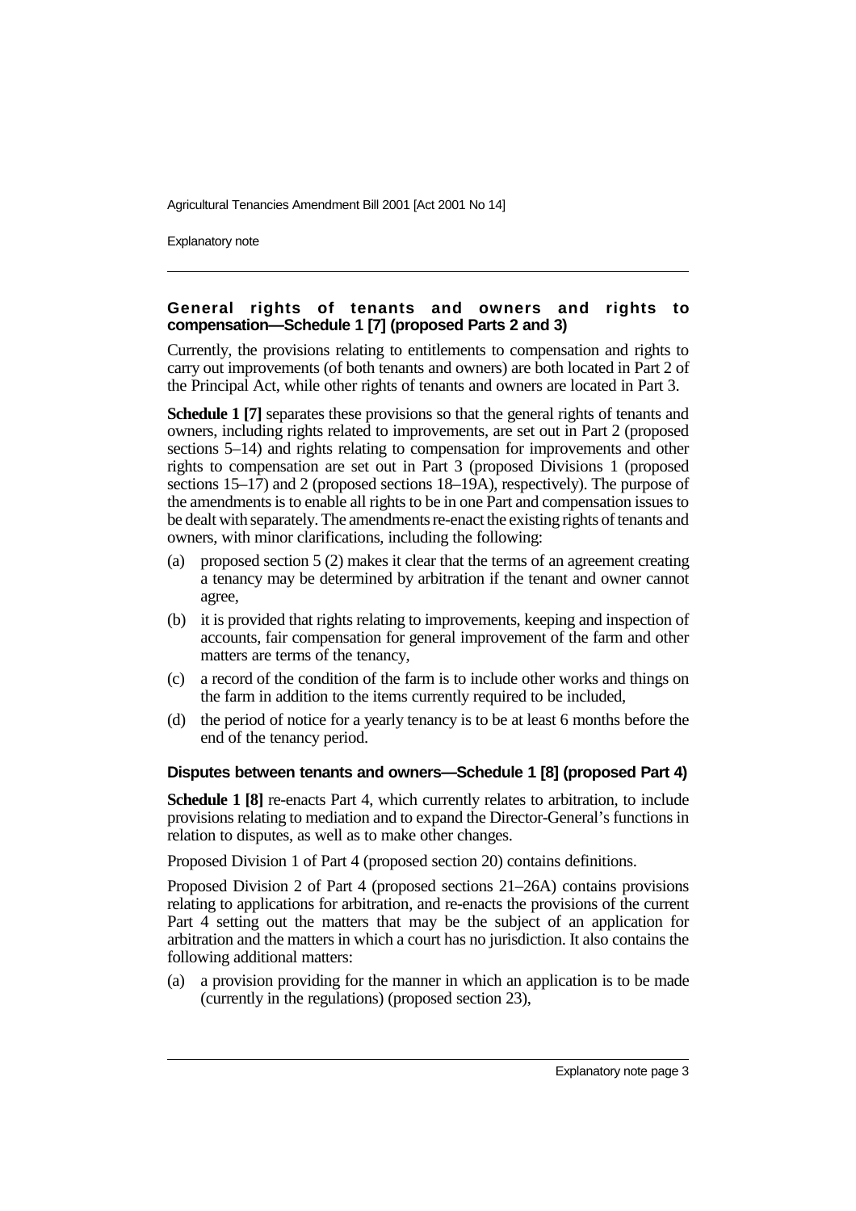### General rights of tenants and owners and rights to compensation—Schedule 1 [7] (proposed Parts 2 and 3)

Currently, the provisions relating to entitlements to compensation and rights to carry out improvements (of both tenants and owners) are both located in Part 2 of the Principal Act, while other rights of tenants and owners are located in Part 3.

**Schedule 1 [7]** separates these provisions so that the general rights of tenants and owners, including rights related to improvements, are set out in Part 2 (proposed sections 5–14) and rights relating to compensation for improvements and other rights to compensation are set out in Part 3 (proposed Divisions 1 (proposed sections 15–17) and 2 (proposed sections 18–19A), respectively). The purpose of the amendments is to enable all rights to be in one Part and compensation issues to be dealt with separately. The amendments re-enact the existing rights of tenants and owners, with minor clarifications, including the following:

(a) proposed section 5 (2) makes it clear that the terms of an agreement creating a tenancy may be determined by arbitration if the tenant and owner cannot agree,

(b) it is provided that rights relating to improvements, keeping and inspection of accounts, fair compensation for general improvement of the farm and other matters are terms of the tenancy,

(c) a record of the condition of the farm is to include other works and things on the farm in addition to the items currently required to be included,

(d) the period of notice for a yearly tenancy is to be at least 6 months before the end of the tenancy period.

### Disputes between tenants and owners—Schedule 1 [8] (proposed Part 4)

**Schedule 1 [8]** re-enacts Part 4, which currently relates to arbitration, to include provisions relating to mediation and to expand the Director-General's functions in relation to disputes, as well as to make other changes.

Proposed Division 1 of Part 4 (proposed section 20) contains definitions.

Proposed Division 2 of Part 4 (proposed sections 21–26A) contains provisions relating to applications for arbitration, and re-enacts the provisions of the current Part 4 setting out the matters that may be the subject of an application for arbitration and the matters in which a court has no jurisdiction. It also contains the following additional matters:

(a) a provision providing for the manner in which an application is to be made (currently in the regulations) (proposed section 23),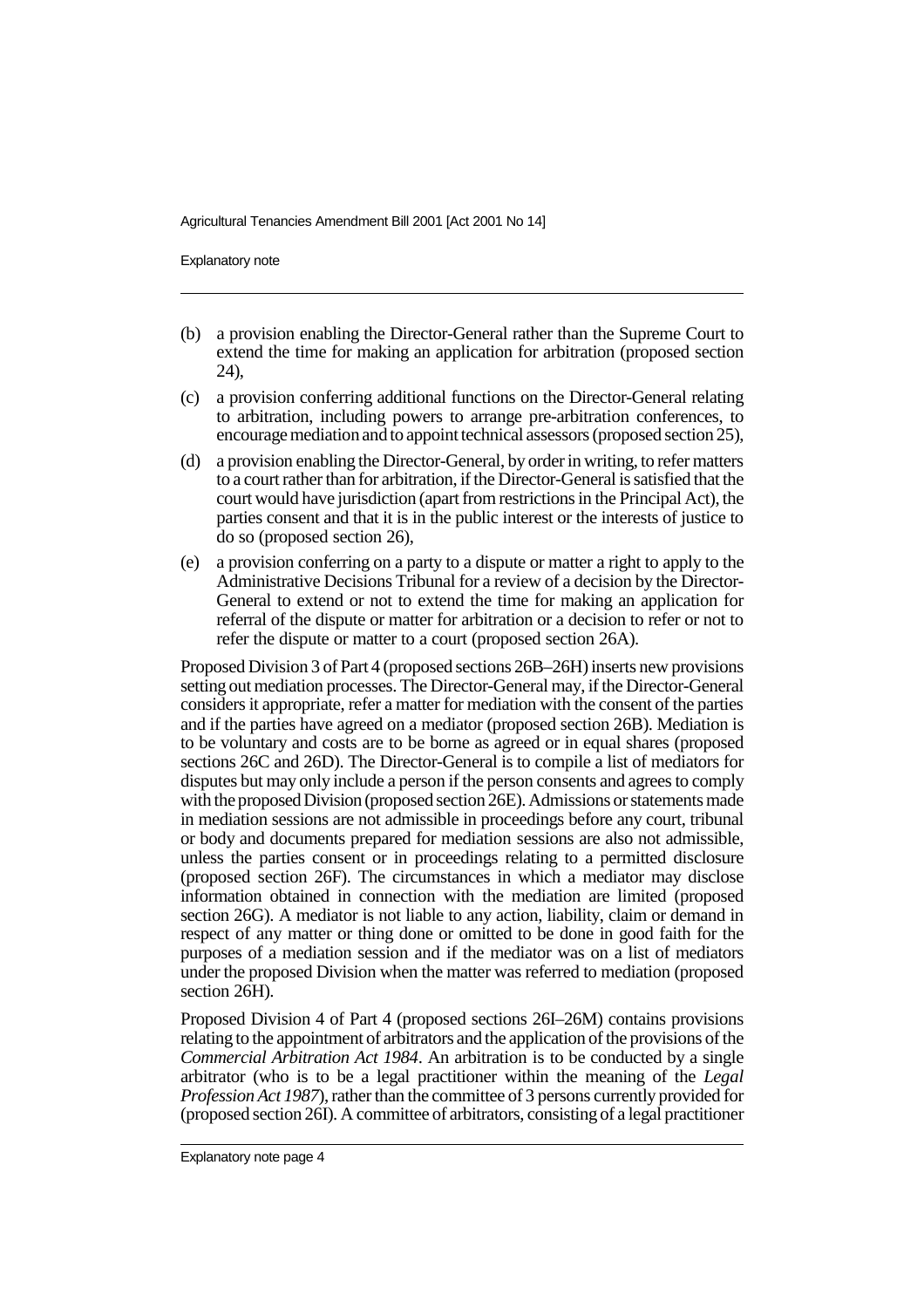(b) a provision enabling the Director-General rather than the Supreme Court to extend the time for making an application for arbitration (proposed section 24),

(c) a provision conferring additional functions on the Director-General relating to arbitration, including powers to arrange pre-arbitration conferences, to encourage mediation and to appoint technical assessors (proposed section 25),

(d) a provision enabling the Director-General, by order in writing, to refer matters to a court rather than for arbitration, if the Director-General is satisfied that the court would have jurisdiction (apart from restrictions in the Principal Act), the parties consent and that it is in the public interest or the interests of justice to do so (proposed section 26),

(e) a provision conferring on a party to a dispute or matter a right to apply to the Administrative Decisions Tribunal for a review of a decision by the Director-General to extend or not to extend the time for making an application for referral of the dispute or matter for arbitration or a decision to refer or not to refer the dispute or matter to a court (proposed section 26A).

Proposed Division 3 of Part 4 (proposed sections 26B–26H) inserts new provisions setting out mediation processes. The Director-General may, if the Director-General considers it appropriate, refer a matter for mediation with the consent of the parties and if the parties have agreed on a mediator (proposed section 26B). Mediation is to be voluntary and costs are to be borne as agreed or in equal shares (proposed sections 26C and 26D). The Director-General is to compile a list of mediators for disputes but may only include a person if the person consents and agrees to comply with the proposed Division (proposed section 26E). Admissions or statements made in mediation sessions are not admissible in proceedings before any court, tribunal or body and documents prepared for mediation sessions are also not admissible, unless the parties consent or in proceedings relating to a permitted disclosure (proposed section 26F). The circumstances in which a mediator may disclose information obtained in connection with the mediation are limited (proposed section 26G). A mediator is not liable to any action, liability, claim or demand in respect of any matter or thing done or omitted to be done in good faith for the purposes of a mediation session and if the mediator was on a list of mediators under the proposed Division when the matter was referred to mediation (proposed section 26H).

Proposed Division 4 of Part 4 (proposed sections 26I–26M) contains provisions relating to the appointment of arbitrators and the application of the provisions of the *Commercial Arbitration Act 1984*. An arbitration is to be conducted by a single arbitrator (who is to be a legal practitioner within the meaning of the *Legal Profession Act 1987*), rather than the committee of 3 persons currently provided for (proposed section 26I). A committee of arbitrators, consisting of a legal practitioner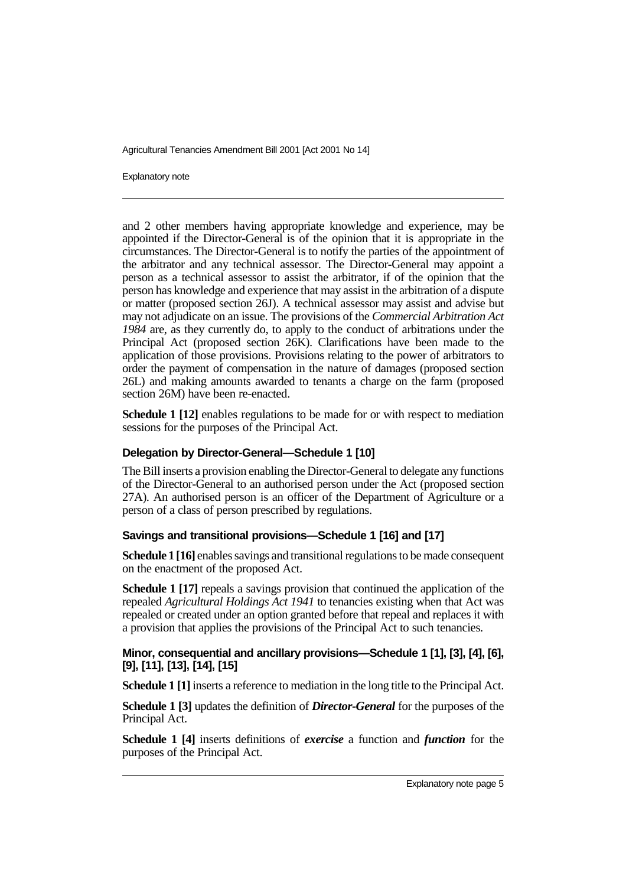and 2 other members having appropriate knowledge and experience, may be appointed if the Director-General is of the opinion that it is appropriate in the circumstances. The Director-General is to notify the parties of the appointment of the arbitrator and any technical assessor. The Director-General may appoint a person as a technical assessor to assist the arbitrator, if of the opinion that the person has knowledge and experience that may assist in the arbitration of a dispute or matter (proposed section 26J). A technical assessor may assist and advise but may not adjudicate on an issue. The provisions of the *Commercial Arbitration Act 1984* are, as they currently do, to apply to the conduct of arbitrations under the Principal Act (proposed section 26K). Clarifications have been made to the application of those provisions. Provisions relating to the power of arbitrators to order the payment of compensation in the nature of damages (proposed section 26L) and making amounts awarded to tenants a charge on the farm (proposed section 26M) have been re-enacted.

**Schedule 1 [12]** enables regulations to be made for or with respect to mediation sessions for the purposes of the Principal Act.

### Delegation by Director-General—Schedule 1 [10]

The Bill inserts a provision enabling the Director-General to delegate any functions of the Director-General to an authorised person under the Act (proposed section 27A). An authorised person is an officer of the Department of Agriculture or a person of a class of person prescribed by regulations.

### Savings and transitional provisions—Schedule 1 [16] and [17]

**Schedule 1 [16]** enables savings and transitional regulations to be made consequent on the enactment of the proposed Act.

**Schedule 1 [17]** repeals a savings provision that continued the application of the repealed *Agricultural Holdings Act 1941* to tenancies existing when that Act was repealed or created under an option granted before that repeal and replaces it with a provision that applies the provisions of the Principal Act to such tenancies.

### Minor, consequential and ancillary provisions—Schedule 1 [1], [3], [4], [6], [9], [11], [13], [14], [15]

**Schedule 1 [1]** inserts a reference to mediation in the long title to the Principal Act.

**Schedule 1 [3]** updates the definition of ***Director-General*** for the purposes of the Principal Act.

**Schedule 1 [4]** inserts definitions of ***exercise*** a function and ***function*** for the purposes of the Principal Act.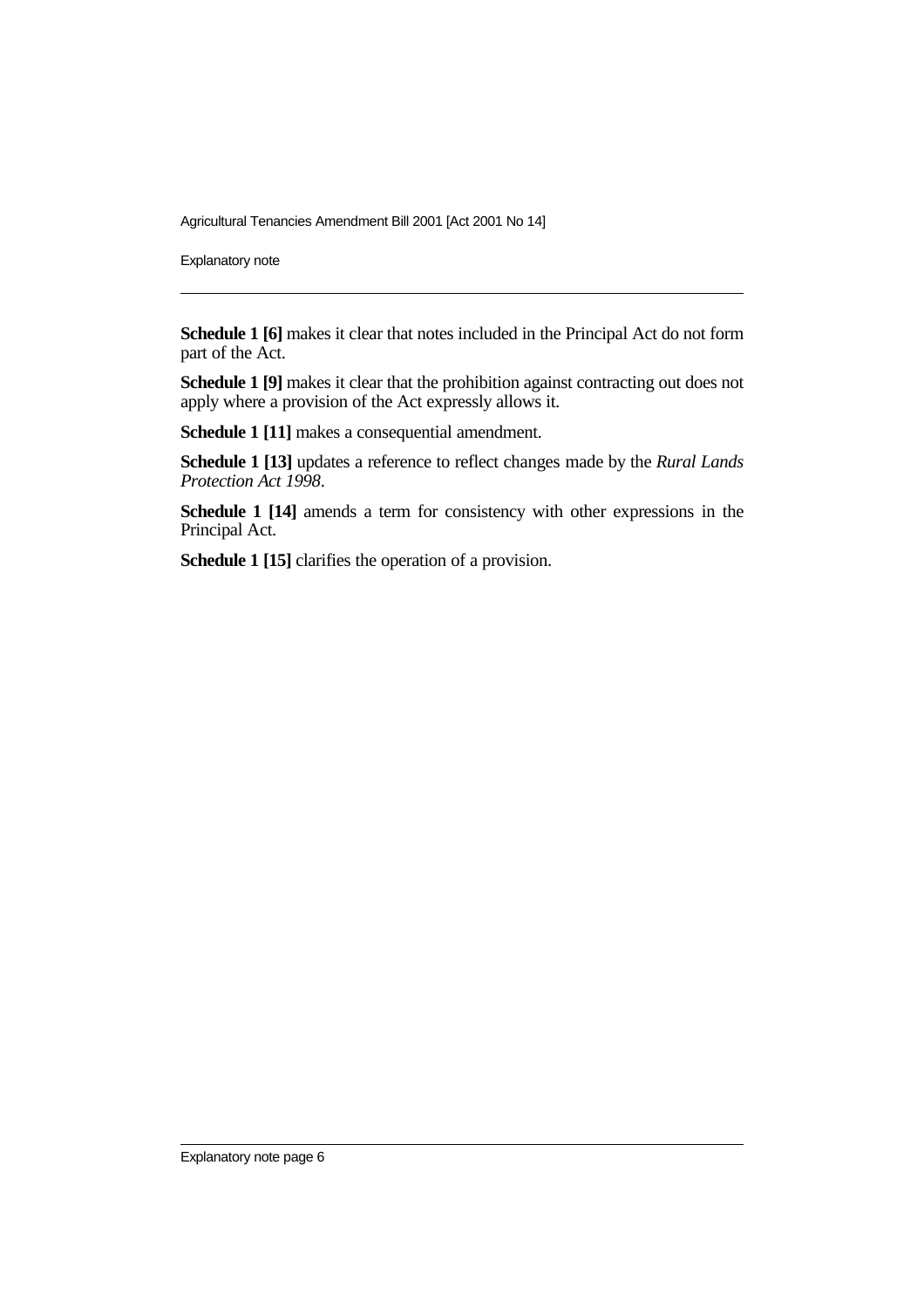**Schedule 1 [6]** makes it clear that notes included in the Principal Act do not form part of the Act.

**Schedule 1 [9]** makes it clear that the prohibition against contracting out does not apply where a provision of the Act expressly allows it.

**Schedule 1 [11]** makes a consequential amendment.

**Schedule 1 [13]** updates a reference to reflect changes made by the *Rural Lands Protection Act 1998*.

**Schedule 1 [14]** amends a term for consistency with other expressions in the Principal Act.

**Schedule 1 [15]** clarifies the operation of a provision.